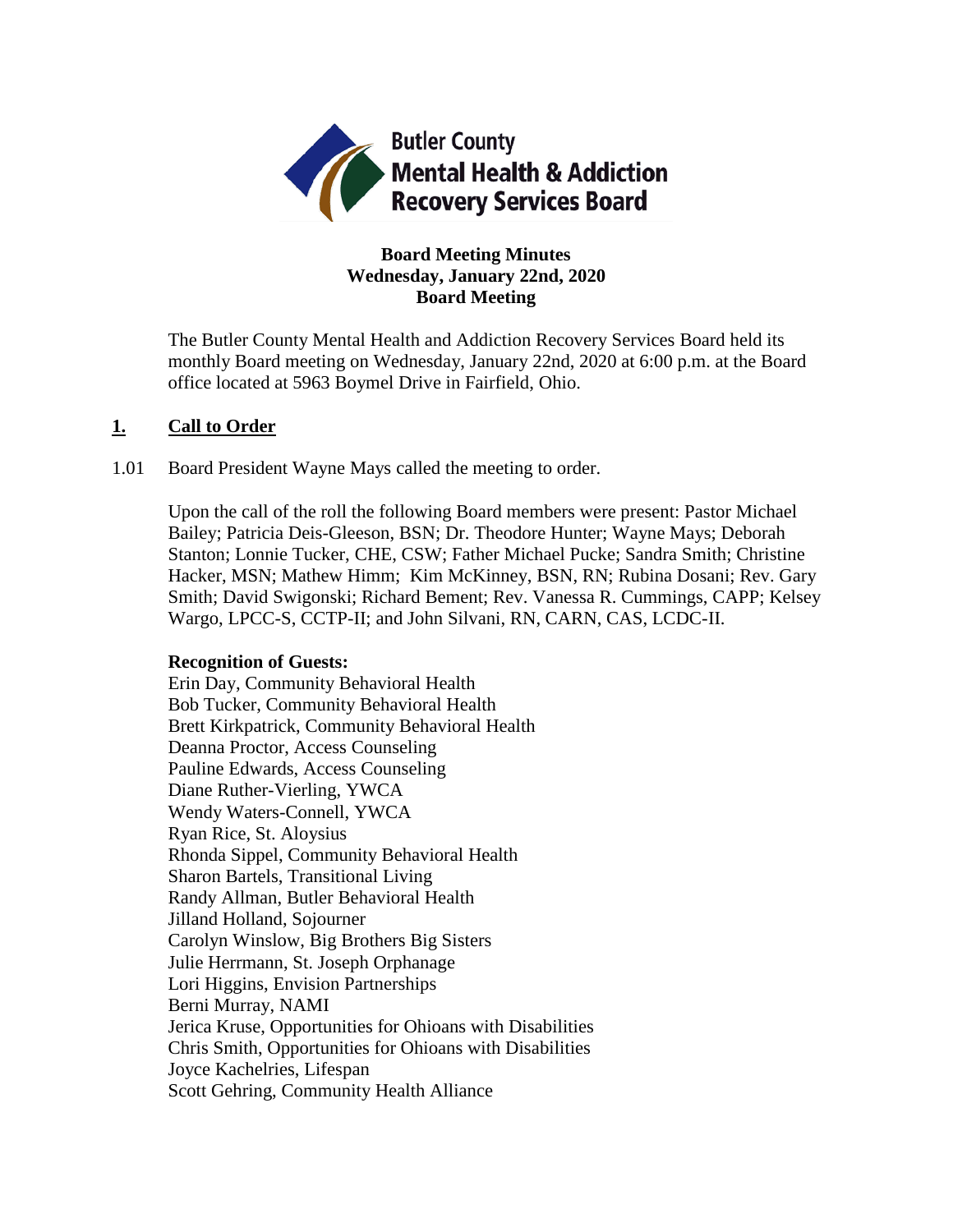**Butler County Mental Health & Addiction Recovery Services Board**

**Board Meeting Minutes**
**Wednesday, January 22nd, 2020**
**Board Meeting**

The Butler County Mental Health and Addiction Recovery Services Board held its monthly Board meeting on Wednesday, January 22nd, 2020 at 6:00 p.m. at the Board office located at 5963 Boymel Drive in Fairfield, Ohio.

## 1. Call to Order

1.01 Board President Wayne Mays called the meeting to order.

Upon the call of the roll the following Board members were present: Pastor Michael Bailey; Patricia Deis-Gleeson, BSN; Dr. Theodore Hunter; Wayne Mays; Deborah Stanton; Lonnie Tucker, CHE, CSW; Father Michael Pucke; Sandra Smith; Christine Hacker, MSN; Mathew Himm; Kim McKinney, BSN, RN; Rubina Dosani; Rev. Gary Smith; David Swigonski; Richard Bement; Rev. Vanessa R. Cummings, CAPP; Kelsey Wargo, LPCC-S, CCTP-II; and John Silvani, RN, CARN, CAS, LCDC-II.

**Recognition of Guests:**

Erin Day, Community Behavioral Health
Bob Tucker, Community Behavioral Health
Brett Kirkpatrick, Community Behavioral Health
Deanna Proctor, Access Counseling
Pauline Edwards, Access Counseling
Diane Ruther-Vierling, YWCA
Wendy Waters-Connell, YWCA
Ryan Rice, St. Aloysius
Rhonda Sippel, Community Behavioral Health
Sharon Bartels, Transitional Living
Randy Allman, Butler Behavioral Health
Jilland Holland, Sojourner
Carolyn Winslow, Big Brothers Big Sisters
Julie Herrmann, St. Joseph Orphanage
Lori Higgins, Envision Partnerships
Berni Murray, NAMI
Jerica Kruse, Opportunities for Ohioans with Disabilities
Chris Smith, Opportunities for Ohioans with Disabilities
Joyce Kachelries, Lifespan
Scott Gehring, Community Health Alliance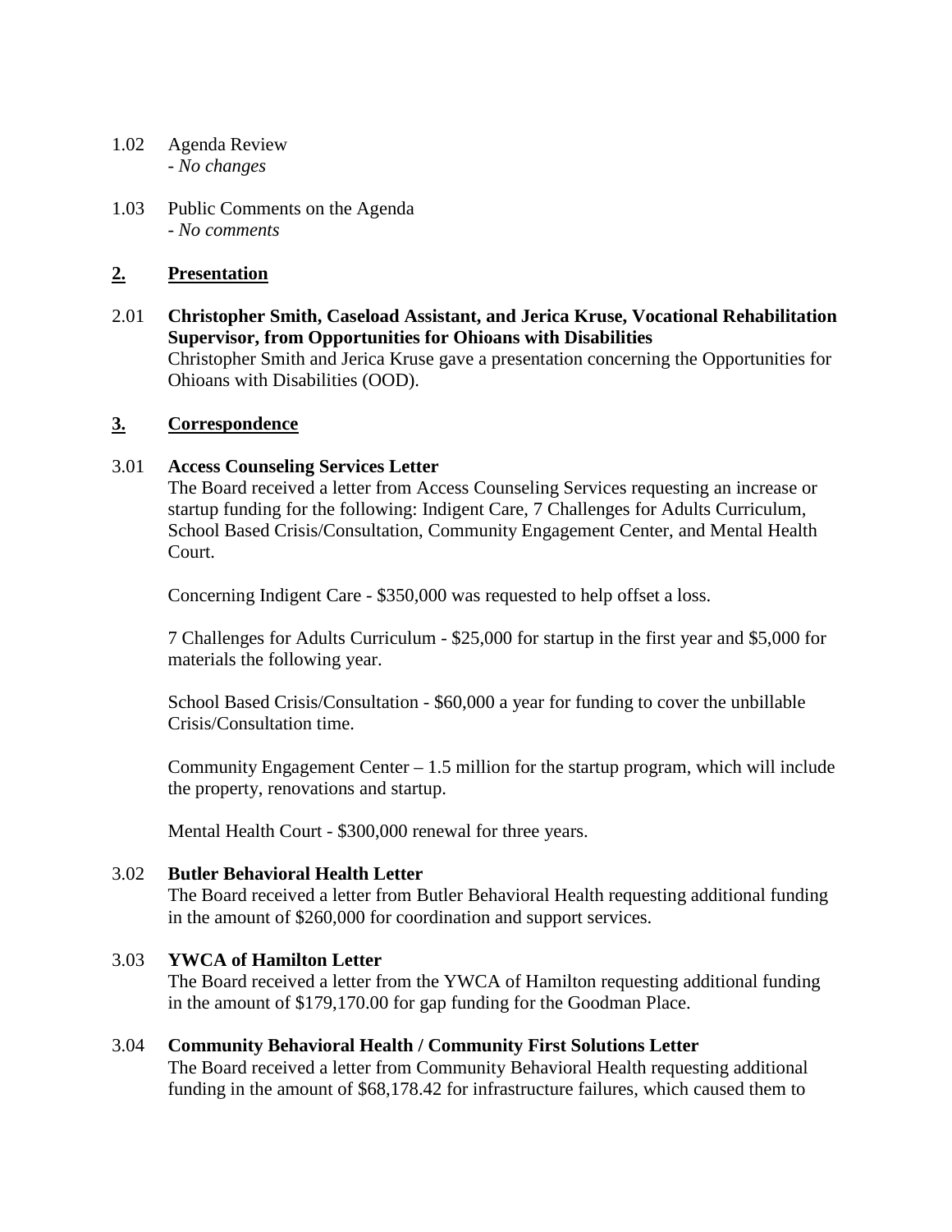1.02 Agenda Review
- *No changes*

1.03 Public Comments on the Agenda
- *No comments*

## 2. Presentation

2.01 **Christopher Smith, Caseload Assistant, and Jerica Kruse, Vocational Rehabilitation Supervisor, from Opportunities for Ohioans with Disabilities**

Christopher Smith and Jerica Kruse gave a presentation concerning the Opportunities for Ohioans with Disabilities (OOD).

## 3. Correspondence

3.01 **Access Counseling Services Letter**

The Board received a letter from Access Counseling Services requesting an increase or startup funding for the following: Indigent Care, 7 Challenges for Adults Curriculum, School Based Crisis/Consultation, Community Engagement Center, and Mental Health Court.

Concerning Indigent Care - $350,000 was requested to help offset a loss.

7 Challenges for Adults Curriculum - $25,000 for startup in the first year and $5,000 for materials the following year.

School Based Crisis/Consultation - $60,000 a year for funding to cover the unbillable Crisis/Consultation time.

Community Engagement Center – 1.5 million for the startup program, which will include the property, renovations and startup.

Mental Health Court - $300,000 renewal for three years.

3.02 **Butler Behavioral Health Letter**

The Board received a letter from Butler Behavioral Health requesting additional funding in the amount of $260,000 for coordination and support services.

3.03 **YWCA of Hamilton Letter**

The Board received a letter from the YWCA of Hamilton requesting additional funding in the amount of $179,170.00 for gap funding for the Goodman Place.

3.04 **Community Behavioral Health / Community First Solutions Letter**

The Board received a letter from Community Behavioral Health requesting additional funding in the amount of $68,178.42 for infrastructure failures, which caused them to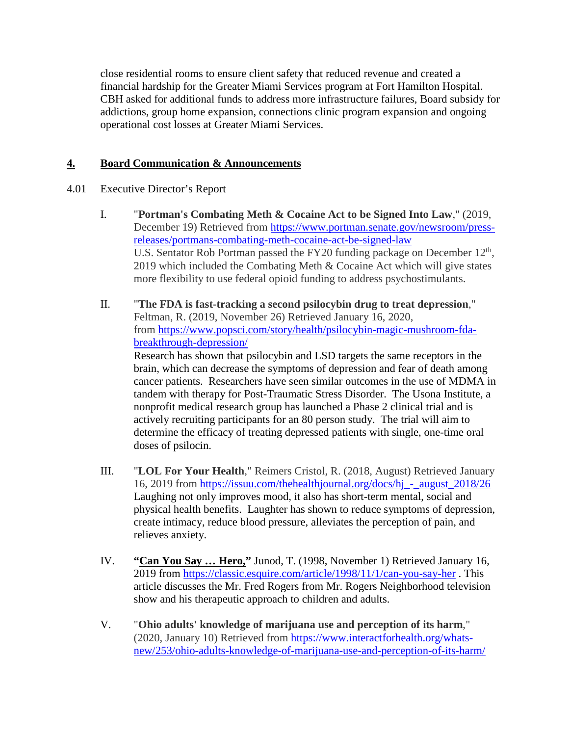close residential rooms to ensure client safety that reduced revenue and created a financial hardship for the Greater Miami Services program at Fort Hamilton Hospital. CBH asked for additional funds to address more infrastructure failures, Board subsidy for addictions, group home expansion, connections clinic program expansion and ongoing operational cost losses at Greater Miami Services.

## 4. Board Communication & Announcements

4.01 Executive Director's Report

I. "**Portman's Combating Meth & Cocaine Act to be Signed Into Law**," (2019, December 19) Retrieved from https://www.portman.senate.gov/newsroom/press-releases/portmans-combating-meth-cocaine-act-be-signed-law
U.S. Senator Rob Portman passed the FY20 funding package on December 12th, 2019 which included the Combating Meth & Cocaine Act which will give states more flexibility to use federal opioid funding to address psychostimulants.

II. "**The FDA is fast-tracking a second psilocybin drug to treat depression**," Feltman, R. (2019, November 26) Retrieved January 16, 2020, from https://www.popsci.com/story/health/psilocybin-magic-mushroom-fda-breakthrough-depression/
Research has shown that psilocybin and LSD targets the same receptors in the brain, which can decrease the symptoms of depression and fear of death among cancer patients. Researchers have seen similar outcomes in the use of MDMA in tandem with therapy for Post-Traumatic Stress Disorder. The Usona Institute, a nonprofit medical research group has launched a Phase 2 clinical trial and is actively recruiting participants for an 80 person study. The trial will aim to determine the efficacy of treating depressed patients with single, one-time oral doses of psilocin.

III. "**LOL For Your Health**," Reimers Cristol, R. (2018, August) Retrieved January 16, 2019 from https://issuu.com/thehealthjournal.org/docs/hj_-_august_2018/26
Laughing not only improves mood, it also has short-term mental, social and physical health benefits. Laughter has shown to reduce symptoms of depression, create intimacy, reduce blood pressure, alleviates the perception of pain, and relieves anxiety.

IV. **"Can You Say … Hero,"** Junod, T. (1998, November 1) Retrieved January 16, 2019 from https://classic.esquire.com/article/1998/11/1/can-you-say-her . This article discusses the Mr. Fred Rogers from Mr. Rogers Neighborhood television show and his therapeutic approach to children and adults.

V. "**Ohio adults' knowledge of marijuana use and perception of its harm**," (2020, January 10) Retrieved from https://www.interactforhealth.org/whats-new/253/ohio-adults-knowledge-of-marijuana-use-and-perception-of-its-harm/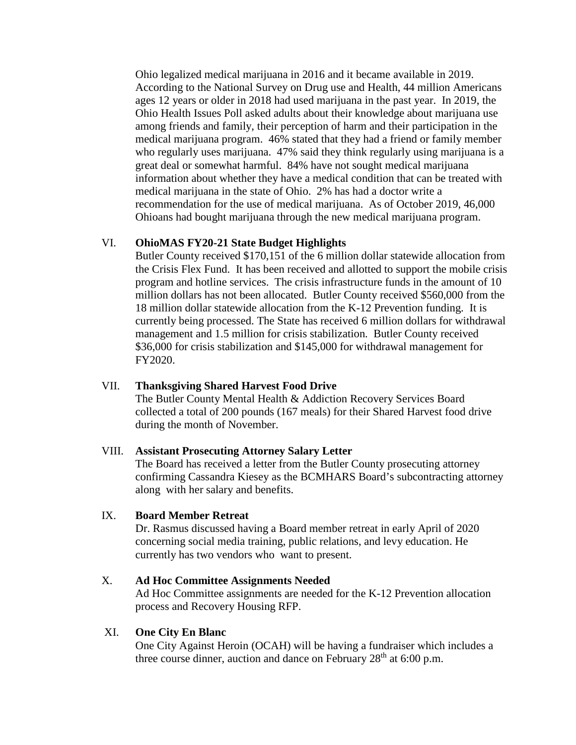Ohio legalized medical marijuana in 2016 and it became available in 2019. According to the National Survey on Drug use and Health, 44 million Americans ages 12 years or older in 2018 had used marijuana in the past year. In 2019, the Ohio Health Issues Poll asked adults about their knowledge about marijuana use among friends and family, their perception of harm and their participation in the medical marijuana program. 46% stated that they had a friend or family member who regularly uses marijuana. 47% said they think regularly using marijuana is a great deal or somewhat harmful. 84% have not sought medical marijuana information about whether they have a medical condition that can be treated with medical marijuana in the state of Ohio. 2% has had a doctor write a recommendation for the use of medical marijuana. As of October 2019, 46,000 Ohioans had bought marijuana through the new medical marijuana program.

VI. **OhioMAS FY20-21 State Budget Highlights**

Butler County received $170,151 of the 6 million dollar statewide allocation from the Crisis Flex Fund. It has been received and allotted to support the mobile crisis program and hotline services. The crisis infrastructure funds in the amount of 10 million dollars has not been allocated. Butler County received $560,000 from the 18 million dollar statewide allocation from the K-12 Prevention funding. It is currently being processed. The State has received 6 million dollars for withdrawal management and 1.5 million for crisis stabilization. Butler County received $36,000 for crisis stabilization and $145,000 for withdrawal management for FY2020.

VII. **Thanksgiving Shared Harvest Food Drive**

The Butler County Mental Health & Addiction Recovery Services Board collected a total of 200 pounds (167 meals) for their Shared Harvest food drive during the month of November.

VIII. **Assistant Prosecuting Attorney Salary Letter**

The Board has received a letter from the Butler County prosecuting attorney confirming Cassandra Kiesey as the BCMHARS Board's subcontracting attorney along with her salary and benefits.

IX. **Board Member Retreat**

Dr. Rasmus discussed having a Board member retreat in early April of 2020 concerning social media training, public relations, and levy education. He currently has two vendors who want to present.

X. **Ad Hoc Committee Assignments Needed**

Ad Hoc Committee assignments are needed for the K-12 Prevention allocation process and Recovery Housing RFP.

XI. **One City En Blanc**

One City Against Heroin (OCAH) will be having a fundraiser which includes a three course dinner, auction and dance on February 28th at 6:00 p.m.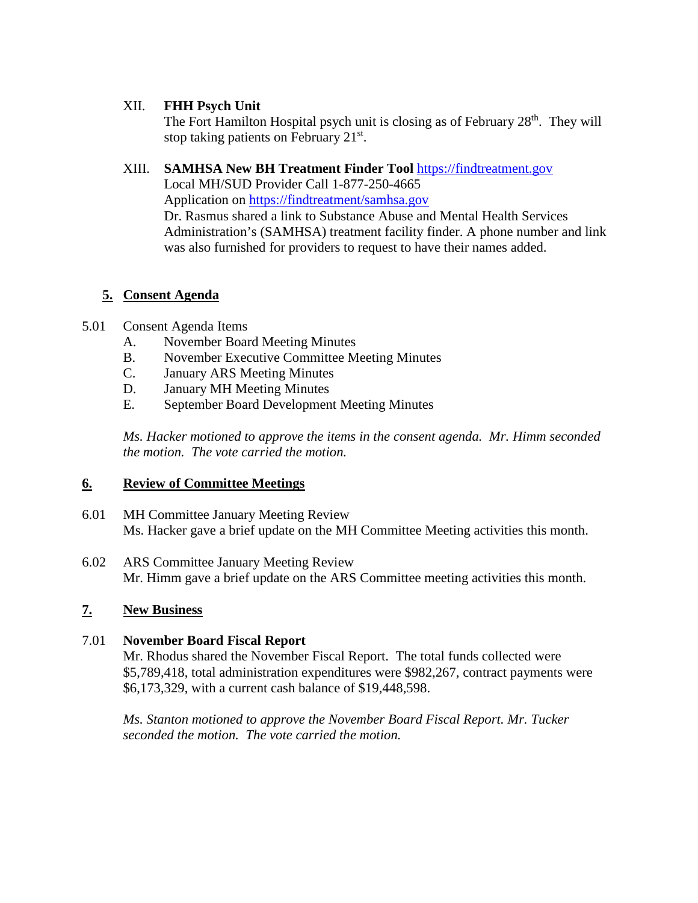XII. **FHH Psych Unit**

The Fort Hamilton Hospital psych unit is closing as of February 28th. They will stop taking patients on February 21st.

XIII. **SAMHSA New BH Treatment Finder Tool** https://findtreatment.gov

Local MH/SUD Provider Call 1-877-250-4665

Application on https://findtreatment/samhsa.gov

Dr. Rasmus shared a link to Substance Abuse and Mental Health Services Administration's (SAMHSA) treatment facility finder. A phone number and link was also furnished for providers to request to have their names added.

## **5. Consent Agenda**

5.01 Consent Agenda Items

A. November Board Meeting Minutes
B. November Executive Committee Meeting Minutes
C. January ARS Meeting Minutes
D. January MH Meeting Minutes
E. September Board Development Meeting Minutes

*Ms. Hacker motioned to approve the items in the consent agenda. Mr. Himm seconded the motion. The vote carried the motion.*

## **6. Review of Committee Meetings**

6.01 MH Committee January Meeting Review

Ms. Hacker gave a brief update on the MH Committee Meeting activities this month.

6.02 ARS Committee January Meeting Review

Mr. Himm gave a brief update on the ARS Committee meeting activities this month.

## **7. New Business**

7.01 **November Board Fiscal Report**

Mr. Rhodus shared the November Fiscal Report. The total funds collected were $5,789,418, total administration expenditures were $982,267, contract payments were $6,173,329, with a current cash balance of $19,448,598.

*Ms. Stanton motioned to approve the November Board Fiscal Report. Mr. Tucker seconded the motion. The vote carried the motion.*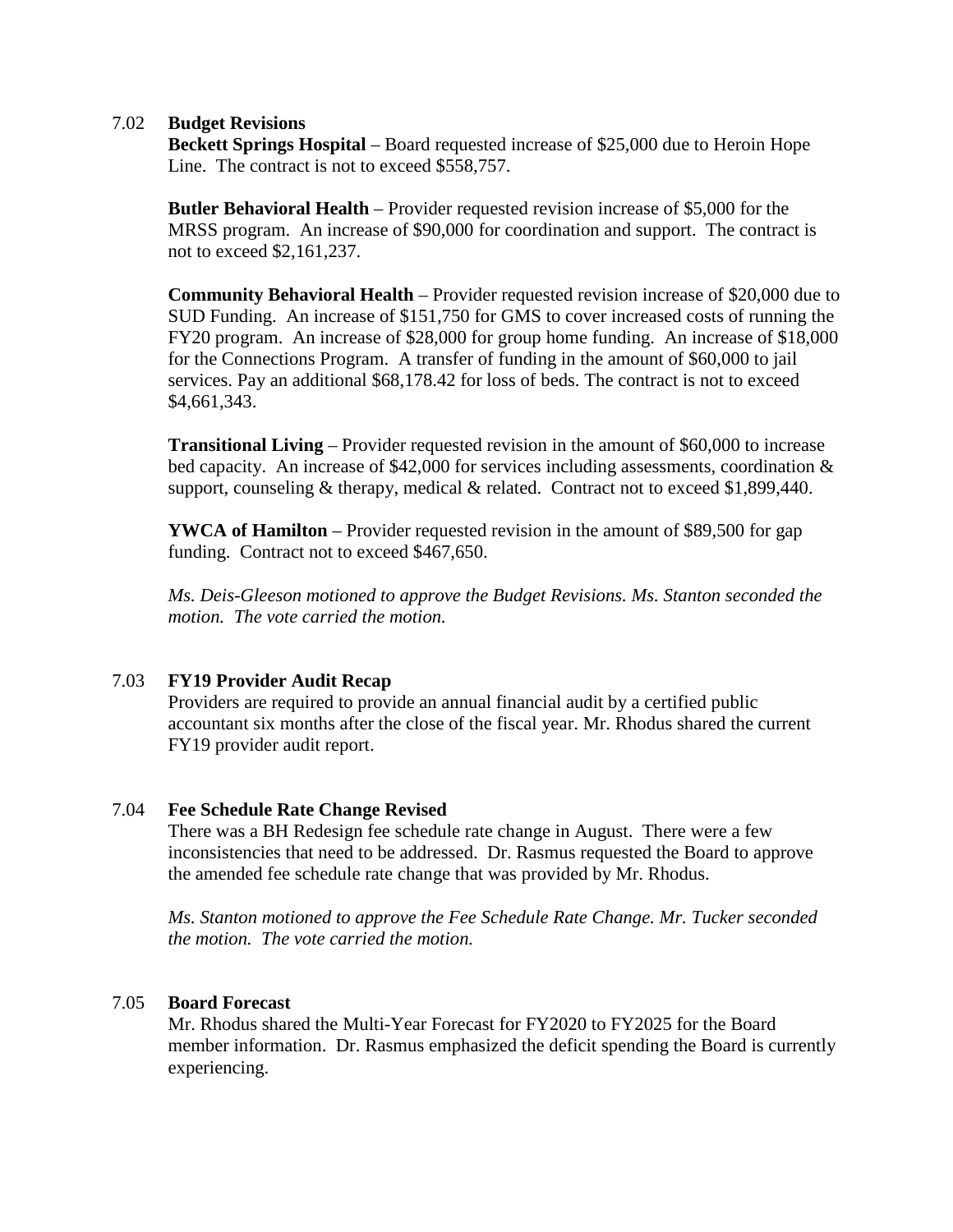### 7.02 Budget Revisions

**Beckett Springs Hospital** – Board requested increase of $25,000 due to Heroin Hope Line. The contract is not to exceed $558,757.

**Butler Behavioral Health** – Provider requested revision increase of $5,000 for the MRSS program. An increase of $90,000 for coordination and support. The contract is not to exceed $2,161,237.

**Community Behavioral Health** – Provider requested revision increase of $20,000 due to SUD Funding. An increase of $151,750 for GMS to cover increased costs of running the FY20 program. An increase of $28,000 for group home funding. An increase of $18,000 for the Connections Program. A transfer of funding in the amount of $60,000 to jail services. Pay an additional $68,178.42 for loss of beds. The contract is not to exceed $4,661,343.

**Transitional Living** – Provider requested revision in the amount of $60,000 to increase bed capacity. An increase of $42,000 for services including assessments, coordination & support, counseling & therapy, medical & related. Contract not to exceed $1,899,440.

**YWCA of Hamilton** – Provider requested revision in the amount of $89,500 for gap funding. Contract not to exceed $467,650.

*Ms. Deis-Gleeson motioned to approve the Budget Revisions. Ms. Stanton seconded the motion. The vote carried the motion.*

### 7.03 FY19 Provider Audit Recap

Providers are required to provide an annual financial audit by a certified public accountant six months after the close of the fiscal year. Mr. Rhodus shared the current FY19 provider audit report.

### 7.04 Fee Schedule Rate Change Revised

There was a BH Redesign fee schedule rate change in August. There were a few inconsistencies that need to be addressed. Dr. Rasmus requested the Board to approve the amended fee schedule rate change that was provided by Mr. Rhodus.

*Ms. Stanton motioned to approve the Fee Schedule Rate Change. Mr. Tucker seconded the motion. The vote carried the motion.*

### 7.05 Board Forecast

Mr. Rhodus shared the Multi-Year Forecast for FY2020 to FY2025 for the Board member information. Dr. Rasmus emphasized the deficit spending the Board is currently experiencing.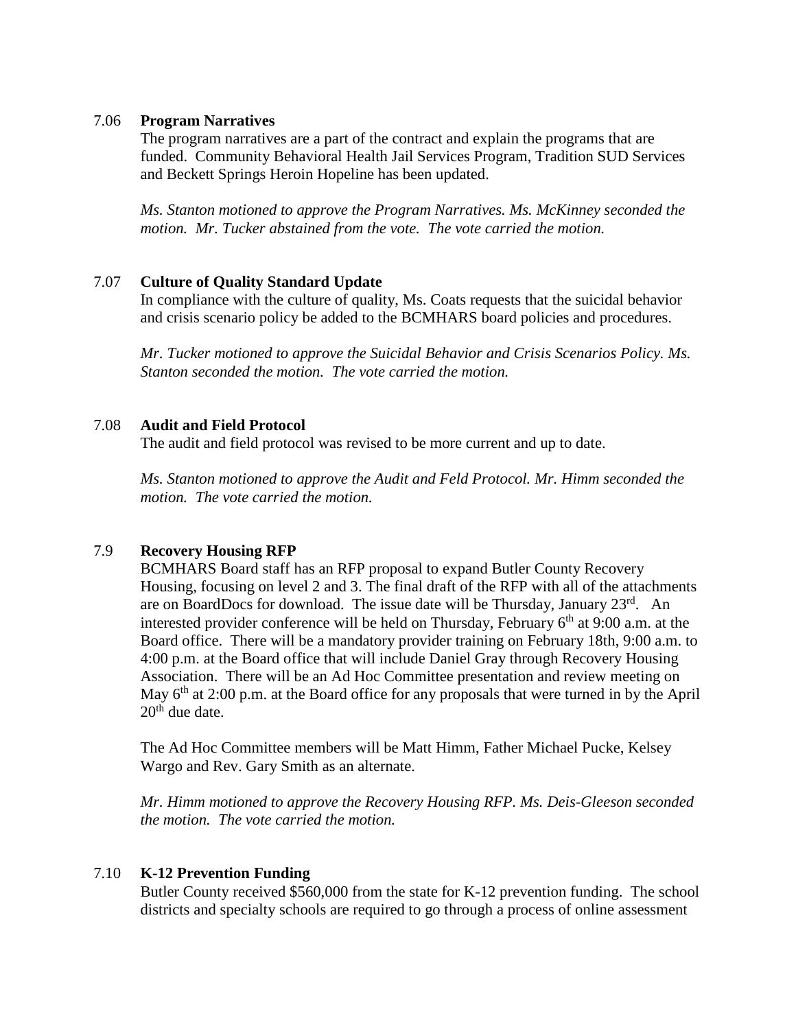7.06 **Program Narratives**

The program narratives are a part of the contract and explain the programs that are funded. Community Behavioral Health Jail Services Program, Tradition SUD Services and Beckett Springs Heroin Hopeline has been updated.

*Ms. Stanton motioned to approve the Program Narratives. Ms. McKinney seconded the motion. Mr. Tucker abstained from the vote. The vote carried the motion.*

7.07 **Culture of Quality Standard Update**

In compliance with the culture of quality, Ms. Coats requests that the suicidal behavior and crisis scenario policy be added to the BCMHARS board policies and procedures.

*Mr. Tucker motioned to approve the Suicidal Behavior and Crisis Scenarios Policy. Ms. Stanton seconded the motion. The vote carried the motion.*

7.08 **Audit and Field Protocol**

The audit and field protocol was revised to be more current and up to date.

*Ms. Stanton motioned to approve the Audit and Feld Protocol. Mr. Himm seconded the motion. The vote carried the motion.*

7.9 **Recovery Housing RFP**

BCMHARS Board staff has an RFP proposal to expand Butler County Recovery Housing, focusing on level 2 and 3. The final draft of the RFP with all of the attachments are on BoardDocs for download. The issue date will be Thursday, January 23rd. An interested provider conference will be held on Thursday, February 6th at 9:00 a.m. at the Board office. There will be a mandatory provider training on February 18th, 9:00 a.m. to 4:00 p.m. at the Board office that will include Daniel Gray through Recovery Housing Association. There will be an Ad Hoc Committee presentation and review meeting on May 6th at 2:00 p.m. at the Board office for any proposals that were turned in by the April 20th due date.

The Ad Hoc Committee members will be Matt Himm, Father Michael Pucke, Kelsey Wargo and Rev. Gary Smith as an alternate.

*Mr. Himm motioned to approve the Recovery Housing RFP. Ms. Deis-Gleeson seconded the motion. The vote carried the motion.*

7.10 **K-12 Prevention Funding**

Butler County received $560,000 from the state for K-12 prevention funding. The school districts and specialty schools are required to go through a process of online assessment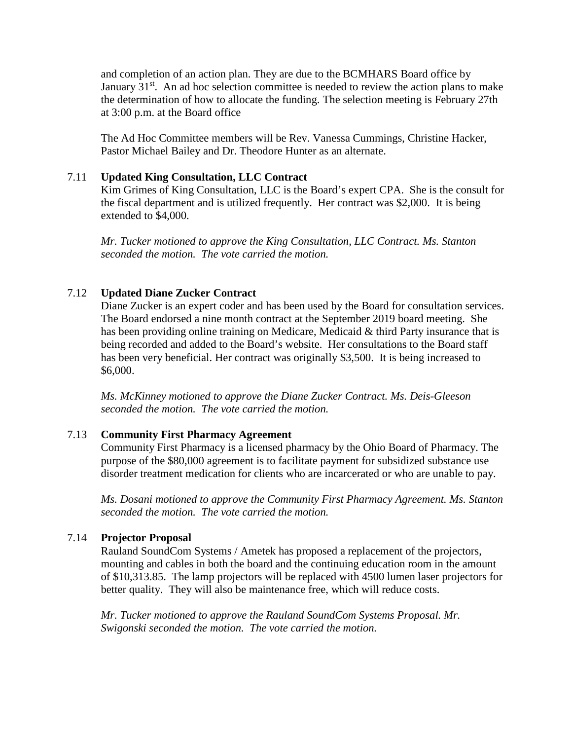and completion of an action plan. They are due to the BCMHARS Board office by January 31st. An ad hoc selection committee is needed to review the action plans to make the determination of how to allocate the funding. The selection meeting is February 27th at 3:00 p.m. at the Board office

The Ad Hoc Committee members will be Rev. Vanessa Cummings, Christine Hacker, Pastor Michael Bailey and Dr. Theodore Hunter as an alternate.

### 7.11 Updated King Consultation, LLC Contract

Kim Grimes of King Consultation, LLC is the Board's expert CPA. She is the consult for the fiscal department and is utilized frequently. Her contract was $2,000. It is being extended to $4,000.

*Mr. Tucker motioned to approve the King Consultation, LLC Contract. Ms. Stanton seconded the motion. The vote carried the motion.*

### 7.12 Updated Diane Zucker Contract

Diane Zucker is an expert coder and has been used by the Board for consultation services. The Board endorsed a nine month contract at the September 2019 board meeting. She has been providing online training on Medicare, Medicaid & third Party insurance that is being recorded and added to the Board's website. Her consultations to the Board staff has been very beneficial. Her contract was originally $3,500. It is being increased to $6,000.

*Ms. McKinney motioned to approve the Diane Zucker Contract. Ms. Deis-Gleeson seconded the motion. The vote carried the motion.*

### 7.13 Community First Pharmacy Agreement

Community First Pharmacy is a licensed pharmacy by the Ohio Board of Pharmacy. The purpose of the $80,000 agreement is to facilitate payment for subsidized substance use disorder treatment medication for clients who are incarcerated or who are unable to pay.

*Ms. Dosani motioned to approve the Community First Pharmacy Agreement. Ms. Stanton seconded the motion. The vote carried the motion.*

### 7.14 Projector Proposal

Rauland SoundCom Systems / Ametek has proposed a replacement of the projectors, mounting and cables in both the board and the continuing education room in the amount of $10,313.85. The lamp projectors will be replaced with 4500 lumen laser projectors for better quality. They will also be maintenance free, which will reduce costs.

*Mr. Tucker motioned to approve the Rauland SoundCom Systems Proposal. Mr. Swigonski seconded the motion. The vote carried the motion.*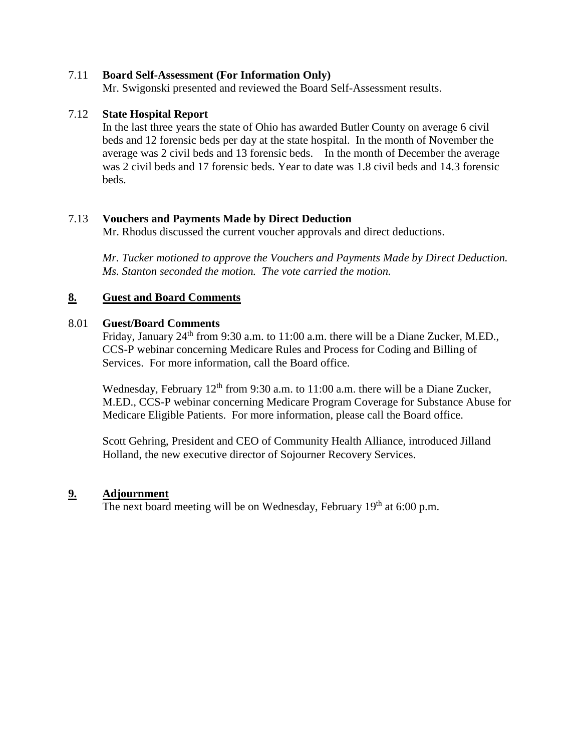7.11 **Board Self-Assessment (For Information Only)**
Mr. Swigonski presented and reviewed the Board Self-Assessment results.

7.12 **State Hospital Report**
In the last three years the state of Ohio has awarded Butler County on average 6 civil beds and 12 forensic beds per day at the state hospital. In the month of November the average was 2 civil beds and 13 forensic beds. In the month of December the average was 2 civil beds and 17 forensic beds. Year to date was 1.8 civil beds and 14.3 forensic beds.

7.13 **Vouchers and Payments Made by Direct Deduction**
Mr. Rhodus discussed the current voucher approvals and direct deductions.

*Mr. Tucker motioned to approve the Vouchers and Payments Made by Direct Deduction. Ms. Stanton seconded the motion. The vote carried the motion.*

## 8. Guest and Board Comments

8.01 **Guest/Board Comments**
Friday, January 24th from 9:30 a.m. to 11:00 a.m. there will be a Diane Zucker, M.ED., CCS-P webinar concerning Medicare Rules and Process for Coding and Billing of Services. For more information, call the Board office.

Wednesday, February 12th from 9:30 a.m. to 11:00 a.m. there will be a Diane Zucker, M.ED., CCS-P webinar concerning Medicare Program Coverage for Substance Abuse for Medicare Eligible Patients. For more information, please call the Board office.

Scott Gehring, President and CEO of Community Health Alliance, introduced Jilland Holland, the new executive director of Sojourner Recovery Services.

## 9. Adjournment

The next board meeting will be on Wednesday, February 19th at 6:00 p.m.